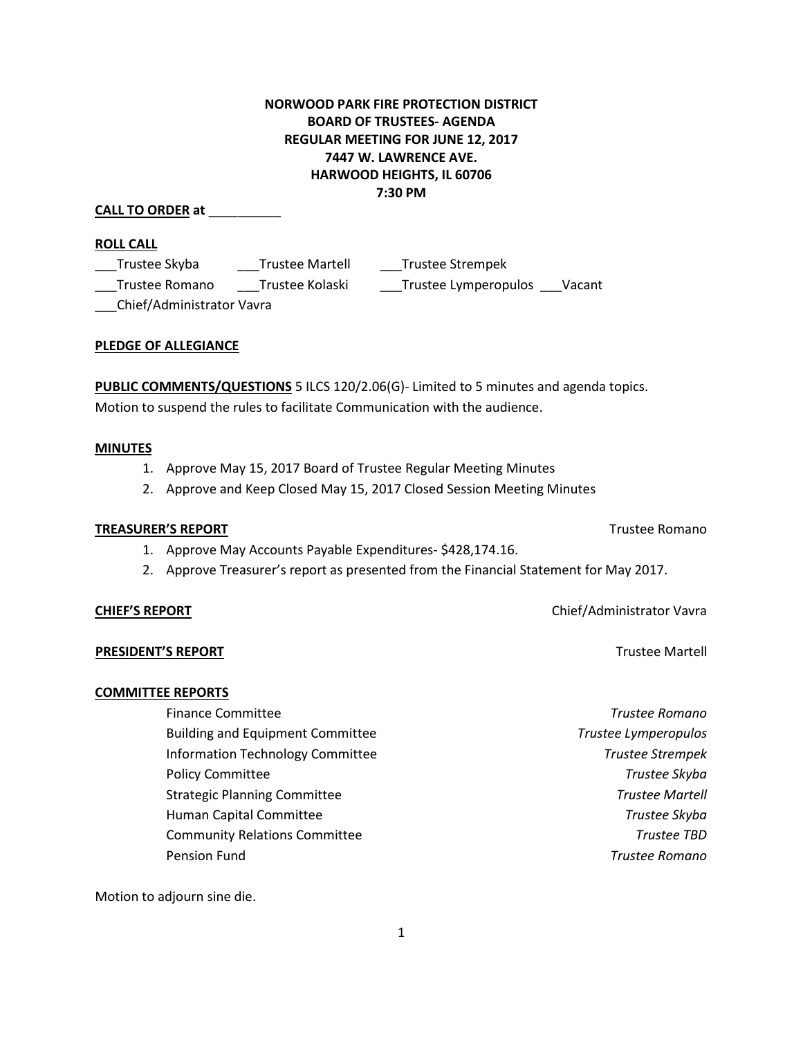**NORWOOD PARK FIRE PROTECTION DISTRICT**
**BOARD OF TRUSTEES- AGENDA**
**REGULAR MEETING FOR JUNE 12, 2017**
**7447 W. LAWRENCE AVE.**
**HARWOOD HEIGHTS, IL 60706**
**7:30 PM**

**CALL TO ORDER at** __________

**ROLL CALL**

___Trustee Skyba ___Trustee Martell ___Trustee Strempek
___Trustee Romano ___Trustee Kolaski ___Trustee Lymperopulos ___Vacant
___Chief/Administrator Vavra

**PLEDGE OF ALLEGIANCE**

**PUBLIC COMMENTS/QUESTIONS** 5 ILCS 120/2.06(G)- Limited to 5 minutes and agenda topics.
Motion to suspend the rules to facilitate Communication with the audience.

**MINUTES**

1. Approve May 15, 2017 Board of Trustee Regular Meeting Minutes
2. Approve and Keep Closed May 15, 2017 Closed Session Meeting Minutes

**TREASURER'S REPORT** Trustee Romano

1. Approve May Accounts Payable Expenditures- $428,174.16.
2. Approve Treasurer's report as presented from the Financial Statement for May 2017.

**CHIEF'S REPORT** Chief/Administrator Vavra

**PRESIDENT'S REPORT** Trustee Martell

**COMMITTEE REPORTS**

| Committee | Trustee |
|---|---|
| Finance Committee | *Trustee Romano* |
| Building and Equipment Committee | *Trustee Lymperopulos* |
| Information Technology Committee | *Trustee Strempek* |
| Policy Committee | *Trustee Skyba* |
| Strategic Planning Committee | *Trustee Martell* |
| Human Capital Committee | *Trustee Skyba* |
| Community Relations Committee | *Trustee TBD* |
| Pension Fund | *Trustee Romano* |

Motion to adjourn sine die.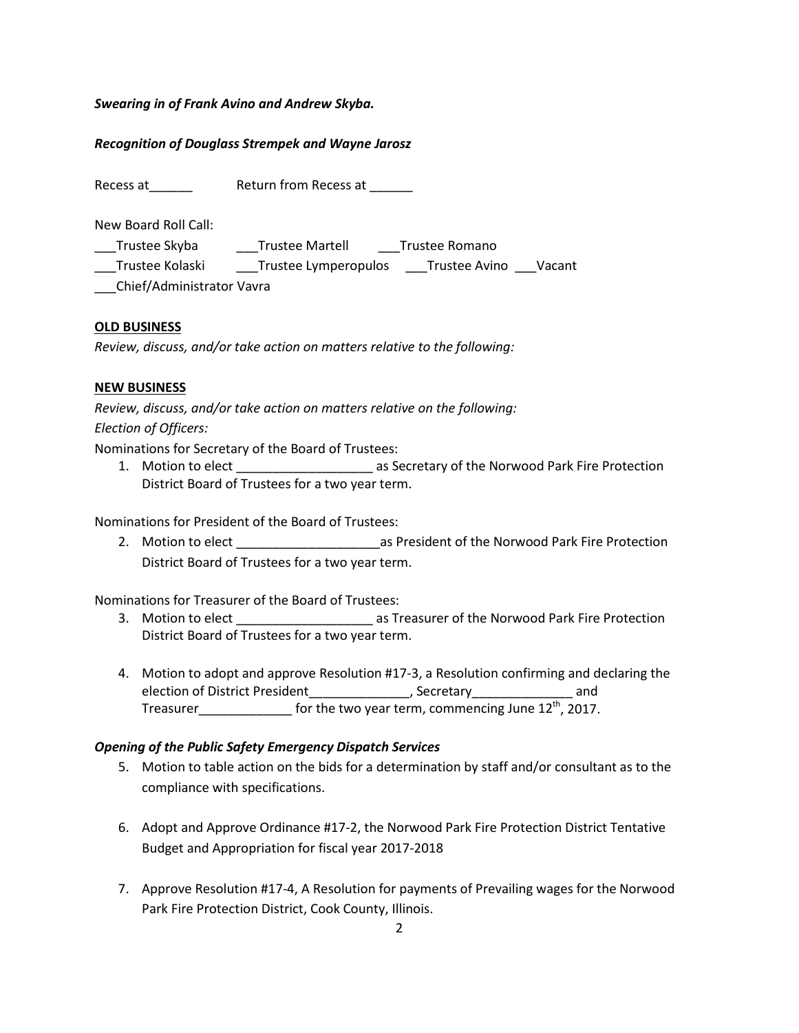***Swearing in of Frank Avino and Andrew Skyba.***

***Recognition of Douglass Strempek and Wayne Jarosz***

Recess at______ Return from Recess at ______

New Board Roll Call:

___Trustee Skyba ___Trustee Martell ___Trustee Romano
___Trustee Kolaski ___Trustee Lymperopulos ___Trustee Avino ___Vacant
___Chief/Administrator Vavra

**OLD BUSINESS**

*Review, discuss, and/or take action on matters relative to the following:*

**NEW BUSINESS**

*Review, discuss, and/or take action on matters relative on the following:*
*Election of Officers:*

Nominations for Secretary of the Board of Trustees:

1. Motion to elect ___________________ as Secretary of the Norwood Park Fire Protection District Board of Trustees for a two year term.

Nominations for President of the Board of Trustees:

2. Motion to elect ____________________as President of the Norwood Park Fire Protection District Board of Trustees for a two year term.

Nominations for Treasurer of the Board of Trustees:

3. Motion to elect ___________________ as Treasurer of the Norwood Park Fire Protection District Board of Trustees for a two year term.

4. Motion to adopt and approve Resolution #17-3, a Resolution confirming and declaring the election of District President______________, Secretary______________ and Treasurer_____________ for the two year term, commencing June 12th, 2017.

***Opening of the Public Safety Emergency Dispatch Services***

5. Motion to table action on the bids for a determination by staff and/or consultant as to the compliance with specifications.

6. Adopt and Approve Ordinance #17-2, the Norwood Park Fire Protection District Tentative Budget and Appropriation for fiscal year 2017-2018

7. Approve Resolution #17-4, A Resolution for payments of Prevailing wages for the Norwood Park Fire Protection District, Cook County, Illinois.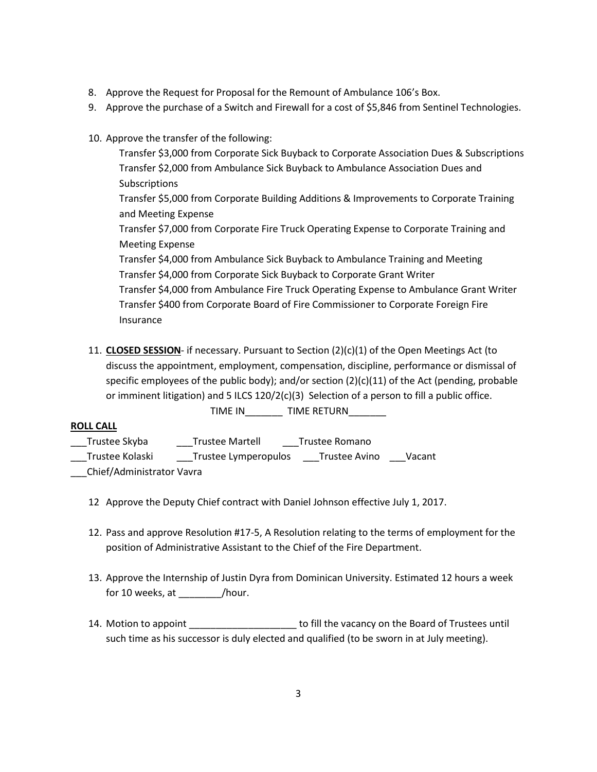8. Approve the Request for Proposal for the Remount of Ambulance 106's Box.
9. Approve the purchase of a Switch and Firewall for a cost of $5,846 from Sentinel Technologies.

10. Approve the transfer of the following:

    Transfer $3,000 from Corporate Sick Buyback to Corporate Association Dues & Subscriptions
    Transfer $2,000 from Ambulance Sick Buyback to Ambulance Association Dues and Subscriptions
    Transfer $5,000 from Corporate Building Additions & Improvements to Corporate Training and Meeting Expense
    Transfer $7,000 from Corporate Fire Truck Operating Expense to Corporate Training and Meeting Expense
    Transfer $4,000 from Ambulance Sick Buyback to Ambulance Training and Meeting
    Transfer $4,000 from Corporate Sick Buyback to Corporate Grant Writer
    Transfer $4,000 from Ambulance Fire Truck Operating Expense to Ambulance Grant Writer
    Transfer $400 from Corporate Board of Fire Commissioner to Corporate Foreign Fire Insurance

11. **<u>CLOSED SESSION</u>**- if necessary. Pursuant to Section (2)(c)(1) of the Open Meetings Act (to discuss the appointment, employment, compensation, discipline, performance or dismissal of specific employees of the public body); and/or section (2)(c)(11) of the Act (pending, probable or imminent litigation) and 5 ILCS 120/2(c)(3) Selection of a person to fill a public office.

    TIME IN_______ TIME RETURN_______

**<u>ROLL CALL</u>**

___Trustee Skyba ___Trustee Martell ___Trustee Romano
___Trustee Kolaski ___Trustee Lymperopulos ___Trustee Avino ___Vacant
___Chief/Administrator Vavra

12 Approve the Deputy Chief contract with Daniel Johnson effective July 1, 2017.

12. Pass and approve Resolution #17-5, A Resolution relating to the terms of employment for the position of Administrative Assistant to the Chief of the Fire Department.

13. Approve the Internship of Justin Dyra from Dominican University. Estimated 12 hours a week for 10 weeks, at ________/hour.

14. Motion to appoint ____________________ to fill the vacancy on the Board of Trustees until such time as his successor is duly elected and qualified (to be sworn in at July meeting).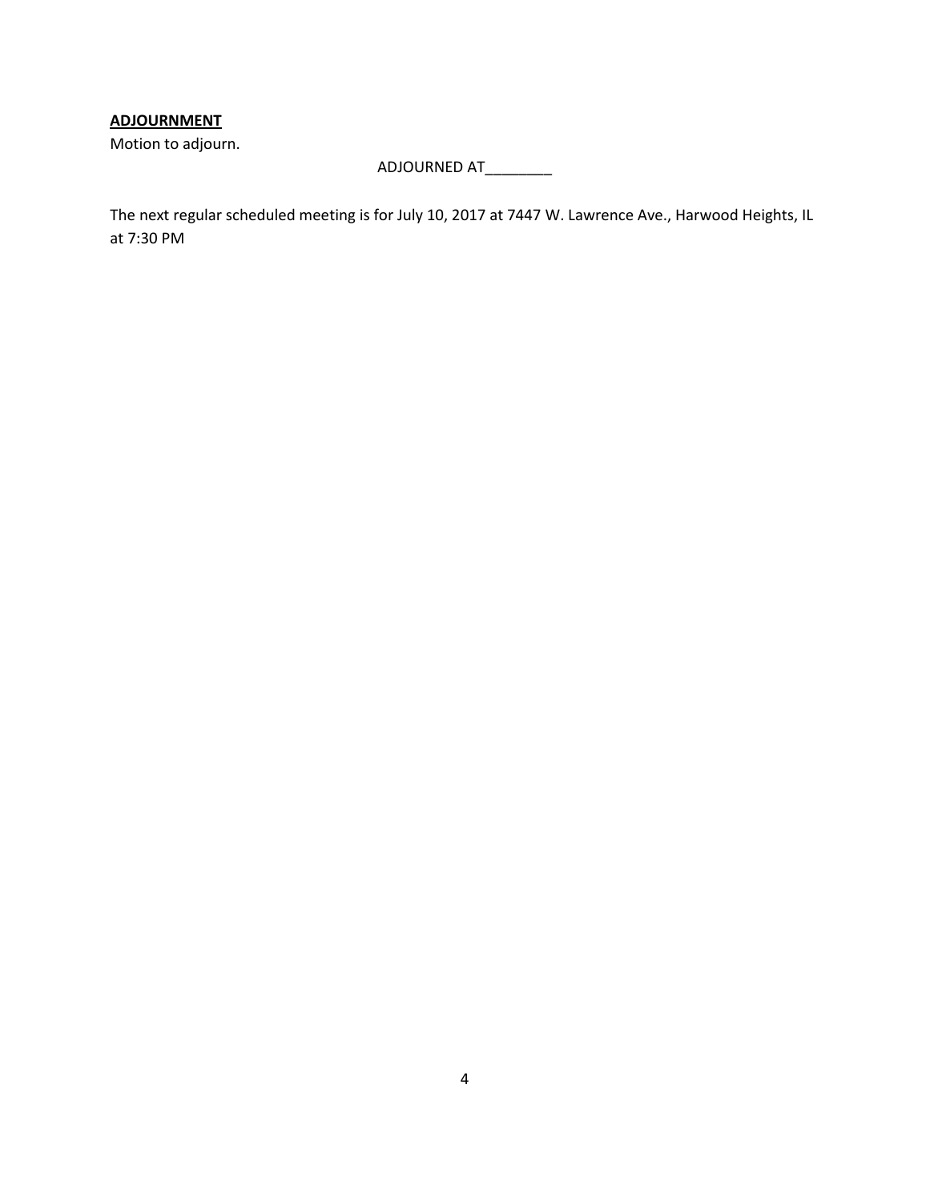**ADJOURNMENT**

Motion to adjourn.

ADJOURNED AT________

The next regular scheduled meeting is for July 10, 2017 at 7447 W. Lawrence Ave., Harwood Heights, IL at 7:30 PM